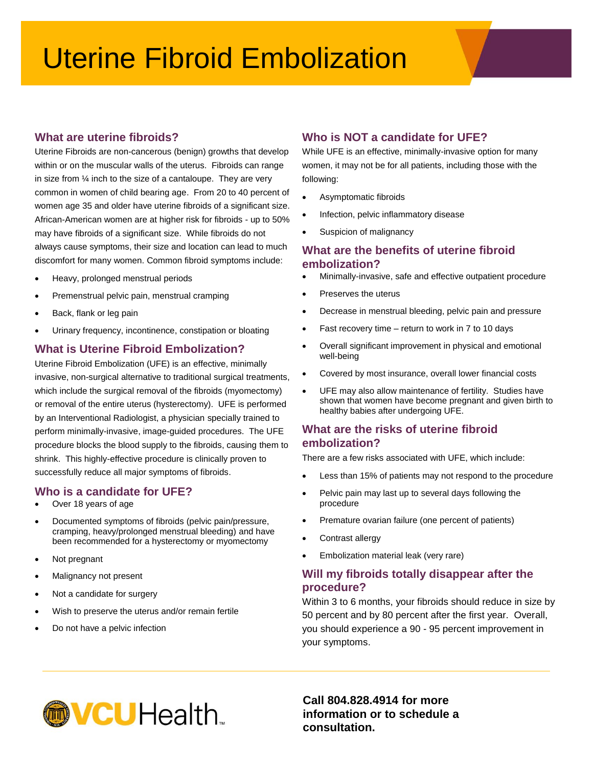# Uterine Fibroid Embolization

## What are uterine fibroids?

Uterine Fibroids are non-cancerous (benign) growths that develop within or on the muscular walls of the uterus. Fibroids can range in size from ¼ inch to the size of a cantaloupe. They are very common in women of child bearing age. From 20 to 40 percent of women age 35 and older have uterine fibroids of a significant size. African-American women are at higher risk for fibroids - up to 50% may have fibroids of a significant size. While fibroids do not always cause symptoms, their size and location can lead to much discomfort for many women. Common fibroid symptoms include:

- Heavy, prolonged menstrual periods
- Premenstrual pelvic pain, menstrual cramping
- Back, flank or leg pain
- Urinary frequency, incontinence, constipation or bloating

## What is Uterine Fibroid Embolization?

Uterine Fibroid Embolization (UFE) is an effective, minimally invasive, non-surgical alternative to traditional surgical treatments, which include the surgical removal of the fibroids (myomectomy) or removal of the entire uterus (hysterectomy). UFE is performed by an Interventional Radiologist, a physician specially trained to perform minimally-invasive, image-guided procedures. The UFE procedure blocks the blood supply to the fibroids, causing them to shrink. This highly-effective procedure is clinically proven to successfully reduce all major symptoms of fibroids.

## Who is a candidate for UFE?

- Over 18 years of age
- Documented symptoms of fibroids (pelvic pain/pressure, cramping, heavy/prolonged menstrual bleeding) and have been recommended for a hysterectomy or myomectomy
- Not pregnant
- Malignancy not present
- Not a candidate for surgery
- Wish to preserve the uterus and/or remain fertile
- Do not have a pelvic infection

## Who is NOT a candidate for UFE?

While UFE is an effective, minimally-invasive option for many women, it may not be for all patients, including those with the following:

- Asymptomatic fibroids
- Infection, pelvic inflammatory disease
- Suspicion of malignancy

## What are the benefits of uterine fibroid embolization?

- Minimally-invasive, safe and effective outpatient procedure
- Preserves the uterus
- Decrease in menstrual bleeding, pelvic pain and pressure
- Fast recovery time – return to work in 7 to 10 days
- Overall significant improvement in physical and emotional well-being
- Covered by most insurance, overall lower financial costs
- UFE may also allow maintenance of fertility. Studies have shown that women have become pregnant and given birth to healthy babies after undergoing UFE.

## What are the risks of uterine fibroid embolization?

There are a few risks associated with UFE, which include:

- Less than 15% of patients may not respond to the procedure
- Pelvic pain may last up to several days following the procedure
- Premature ovarian failure (one percent of patients)
- Contrast allergy
- Embolization material leak (very rare)

## Will my fibroids totally disappear after the procedure?

Within 3 to 6 months, your fibroids should reduce in size by 50 percent and by 80 percent after the first year. Overall, you should experience a 90 - 95 percent improvement in your symptoms.

VCUHealth

**Call 804.828.4914 for more information or to schedule a consultation.**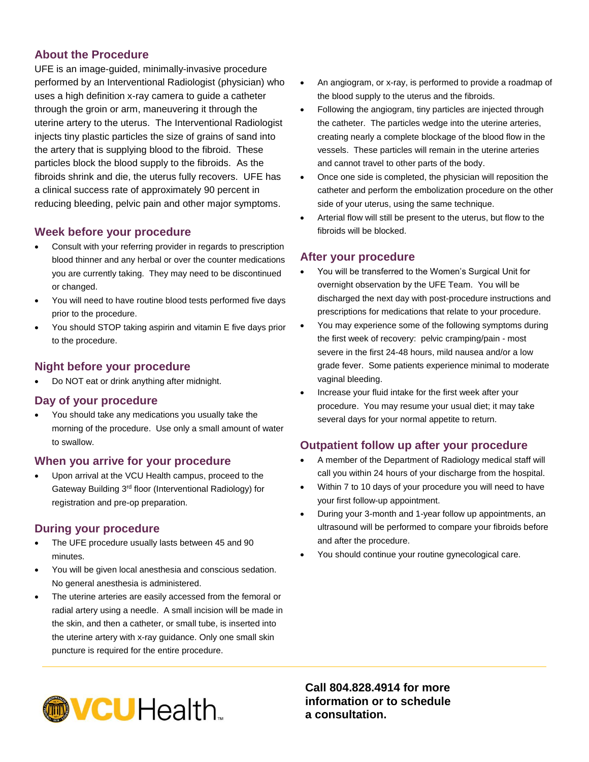## About the Procedure

UFE is an image-guided, minimally-invasive procedure performed by an Interventional Radiologist (physician) who uses a high definition x-ray camera to guide a catheter through the groin or arm, maneuvering it through the uterine artery to the uterus. The Interventional Radiologist injects tiny plastic particles the size of grains of sand into the artery that is supplying blood to the fibroid. These particles block the blood supply to the fibroids. As the fibroids shrink and die, the uterus fully recovers. UFE has a clinical success rate of approximately 90 percent in reducing bleeding, pelvic pain and other major symptoms.

## Week before your procedure

- Consult with your referring provider in regards to prescription blood thinner and any herbal or over the counter medications you are currently taking. They may need to be discontinued or changed.
- You will need to have routine blood tests performed five days prior to the procedure.
- You should STOP taking aspirin and vitamin E five days prior to the procedure.

## Night before your procedure

- Do NOT eat or drink anything after midnight.

## Day of your procedure

- You should take any medications you usually take the morning of the procedure. Use only a small amount of water to swallow.

## When you arrive for your procedure

- Upon arrival at the VCU Health campus, proceed to the Gateway Building 3rd floor (Interventional Radiology) for registration and pre-op preparation.

## During your procedure

- The UFE procedure usually lasts between 45 and 90 minutes.
- You will be given local anesthesia and conscious sedation. No general anesthesia is administered.
- The uterine arteries are easily accessed from the femoral or radial artery using a needle. A small incision will be made in the skin, and then a catheter, or small tube, is inserted into the uterine artery with x-ray guidance. Only one small skin puncture is required for the entire procedure.
- An angiogram, or x-ray, is performed to provide a roadmap of the blood supply to the uterus and the fibroids.
- Following the angiogram, tiny particles are injected through the catheter. The particles wedge into the uterine arteries, creating nearly a complete blockage of the blood flow in the vessels. These particles will remain in the uterine arteries and cannot travel to other parts of the body.
- Once one side is completed, the physician will reposition the catheter and perform the embolization procedure on the other side of your uterus, using the same technique.
- Arterial flow will still be present to the uterus, but flow to the fibroids will be blocked.

## After your procedure

- You will be transferred to the Women's Surgical Unit for overnight observation by the UFE Team. You will be discharged the next day with post-procedure instructions and prescriptions for medications that relate to your procedure.
- You may experience some of the following symptoms during the first week of recovery: pelvic cramping/pain - most severe in the first 24-48 hours, mild nausea and/or a low grade fever. Some patients experience minimal to moderate vaginal bleeding.
- Increase your fluid intake for the first week after your procedure. You may resume your usual diet; it may take several days for your normal appetite to return.

## Outpatient follow up after your procedure

- A member of the Department of Radiology medical staff will call you within 24 hours of your discharge from the hospital.
- Within 7 to 10 days of your procedure you will need to have your first follow-up appointment.
- During your 3-month and 1-year follow up appointments, an ultrasound will be performed to compare your fibroids before and after the procedure.
- You should continue your routine gynecological care.

VCUHealth™

**Call 804.828.4914 for more information or to schedule a consultation.**